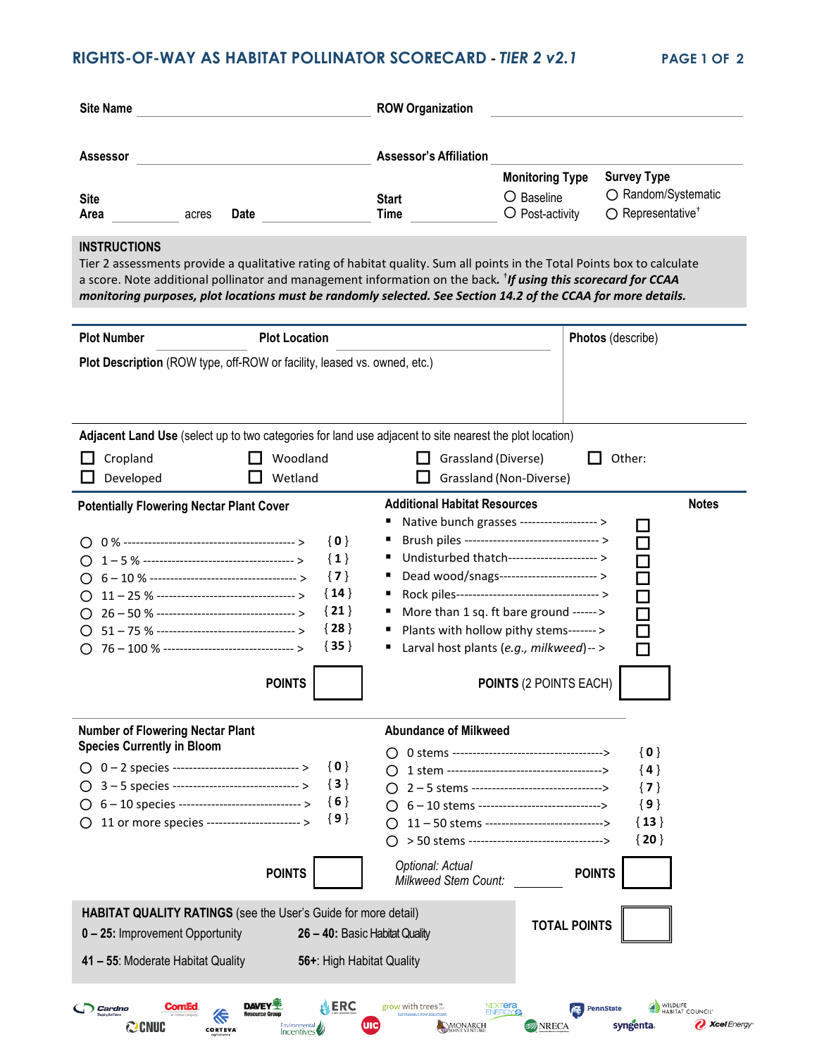# RIGHTS-OF-WAY AS HABITAT POLLINATOR SCORECARD - *TIER 2 v2.1*

**Site Name** ______________________ **ROW Organization** ______________________

**Assessor** ______________________ **Assessor's Affiliation** ______________________

**Site Area** ________ acres **Date** ________ **Start Time** ________

**Monitoring Type**
- ○ Baseline
- ○ Post-activity

**Survey Type**
- ○ Random/Systematic
- ○ Representative[†]

## INSTRUCTIONS

Tier 2 assessments provide a qualitative rating of habitat quality. Sum all points in the Total Points box to calculate a score. Note additional pollinator and management information on the back. [†]***If using this scorecard for CCAA monitoring purposes, plot locations must be randomly selected. See Section 14.2 of the CCAA for more details.***

**Plot Number** ________ **Plot Location** ______________________

**Photos** (describe)

**Plot Description** (ROW type, off-ROW or facility, leased vs. owned, etc.)

**Adjacent Land Use** (select up to two categories for land use adjacent to site nearest the plot location)

- ☐ Cropland
- ☐ Developed
- ☐ Woodland
- ☐ Wetland
- ☐ Grassland (Diverse)
- ☐ Grassland (Non-Diverse)
- ☐ Other:

### Potentially Flowering Nectar Plant Cover

- ○ 0 % ---> {0}
- ○ 1 – 5 % ---> {1}
- ○ 6 – 10 % ---> {7}
- ○ 11 – 25 % ---> {14}
- ○ 26 – 50 % ---> {21}
- ○ 51 – 75 % ---> {28}
- ○ 76 – 100 % ---> {35}

**POINTS** ☐

### Additional Habitat Resources

- Native bunch grasses ---> ☐
- Brush piles ---> ☐
- Undisturbed thatch ---> ☐
- Dead wood/snags ---> ☐
- Rock piles ---> ☐
- More than 1 sq. ft bare ground ---> ☐
- Plants with hollow pithy stems ---> ☐
- Larval host plants (*e.g., milkweed*) ---> ☐

**Notes**

**POINTS** (2 POINTS EACH) ☐

### Number of Flowering Nectar Plant Species Currently in Bloom

- ○ 0 – 2 species ---> {0}
- ○ 3 – 5 species ---> {3}
- ○ 6 – 10 species ---> {6}
- ○ 11 or more species ---> {9}

**POINTS** ☐

### Abundance of Milkweed

- ○ 0 stems ---> {0}
- ○ 1 stem ---> {4}
- ○ 2 – 5 stems ---> {7}
- ○ 6 – 10 stems ---> {9}
- ○ 11 – 50 stems ---> {13}
- ○ > 50 stems ---> {20}

*Optional: Actual Milkweed Stem Count:* ________

**POINTS** ☐

**HABITAT QUALITY RATINGS** (see the User's Guide for more detail)

**0 – 25:** Improvement Opportunity
**26 – 40:** Basic Habitat Quality
**41 – 55:** Moderate Habitat Quality
**56+:** High Habitat Quality

**TOTAL POINTS** ☐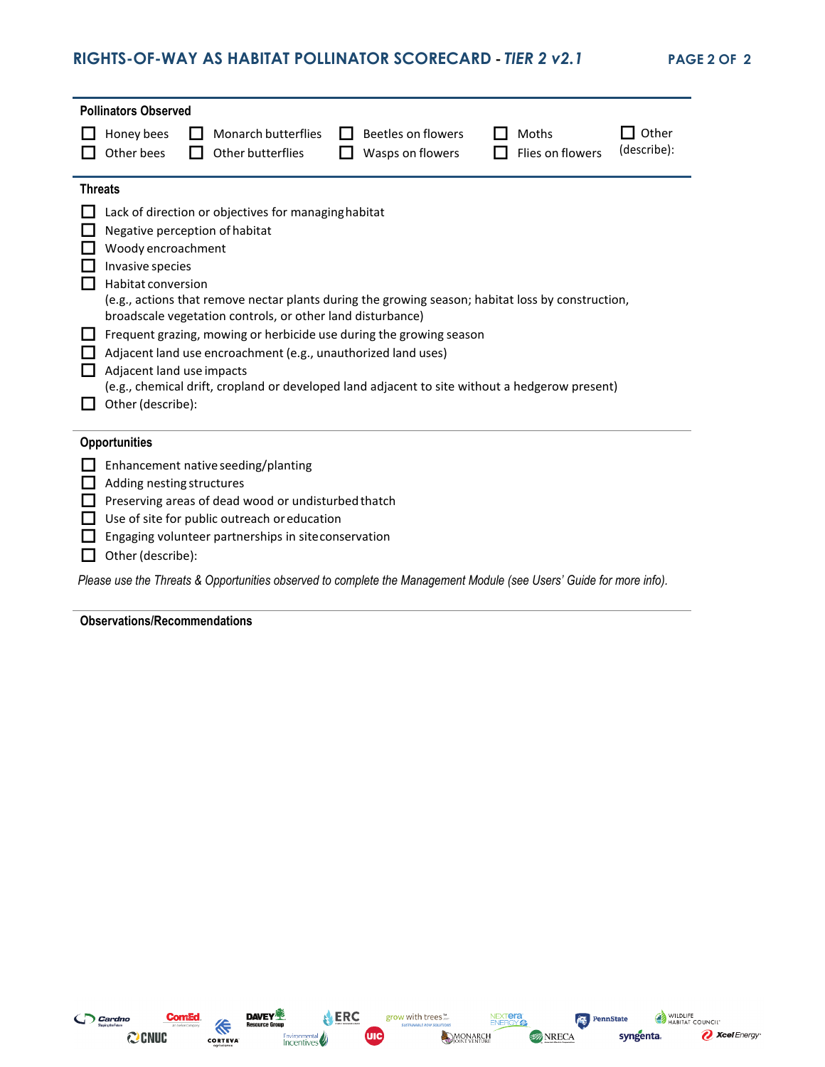**Pollinators Observed**

- ☐ Honey bees
- ☐ Other bees
- ☐ Monarch butterflies
- ☐ Other butterflies
- ☐ Beetles on flowers
- ☐ Wasps on flowers
- ☐ Moths
- ☐ Flies on flowers
- ☐ Other (describe):

**Threats**

- ☐ Lack of direction or objectives for managing habitat
- ☐ Negative perception of habitat
- ☐ Woody encroachment
- ☐ Invasive species
- ☐ Habitat conversion
  (e.g., actions that remove nectar plants during the growing season; habitat loss by construction, broadscale vegetation controls, or other land disturbance)
- ☐ Frequent grazing, mowing or herbicide use during the growing season
- ☐ Adjacent land use encroachment (e.g., unauthorized land uses)
- ☐ Adjacent land use impacts
  (e.g., chemical drift, cropland or developed land adjacent to site without a hedgerow present)
- ☐ Other (describe):

**Opportunities**

- ☐ Enhancement native seeding/planting
- ☐ Adding nesting structures
- ☐ Preserving areas of dead wood or undisturbed thatch
- ☐ Use of site for public outreach or education
- ☐ Engaging volunteer partnerships in site conservation
- ☐ Other (describe):

*Please use the Threats & Opportunities observed to complete the Management Module (see Users' Guide for more info).*

**Observations/Recommendations**